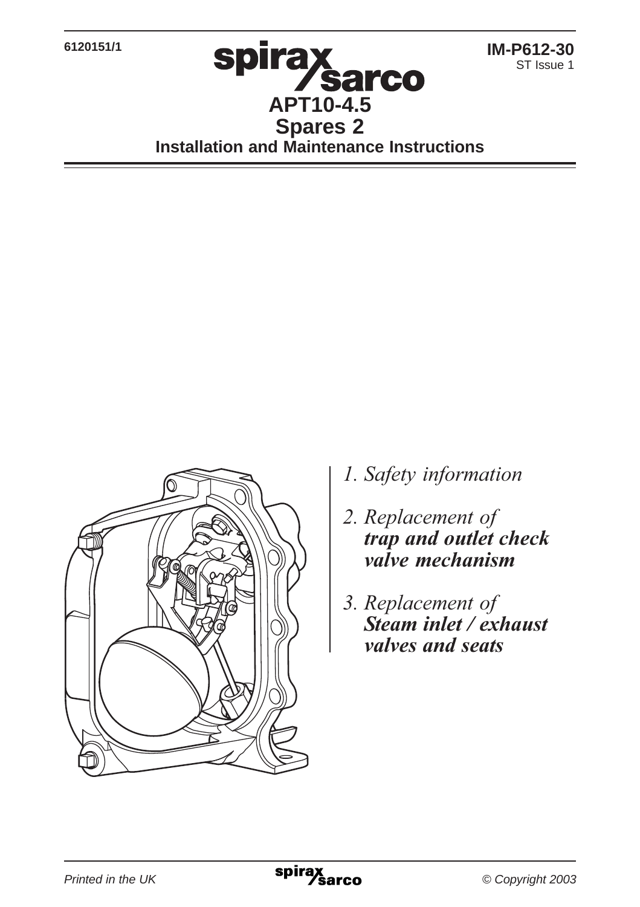6120151/1

IM-P612-30
ST Issue 1

# APT10-4.5
## Spares 2
### Installation and Maintenance Instructions

1. *Safety information*

2. *Replacement of* ***trap and outlet check valve mechanism***

3. *Replacement of* ***Steam inlet / exhaust valves and seats***

*Printed in the UK*

*© Copyright 2003*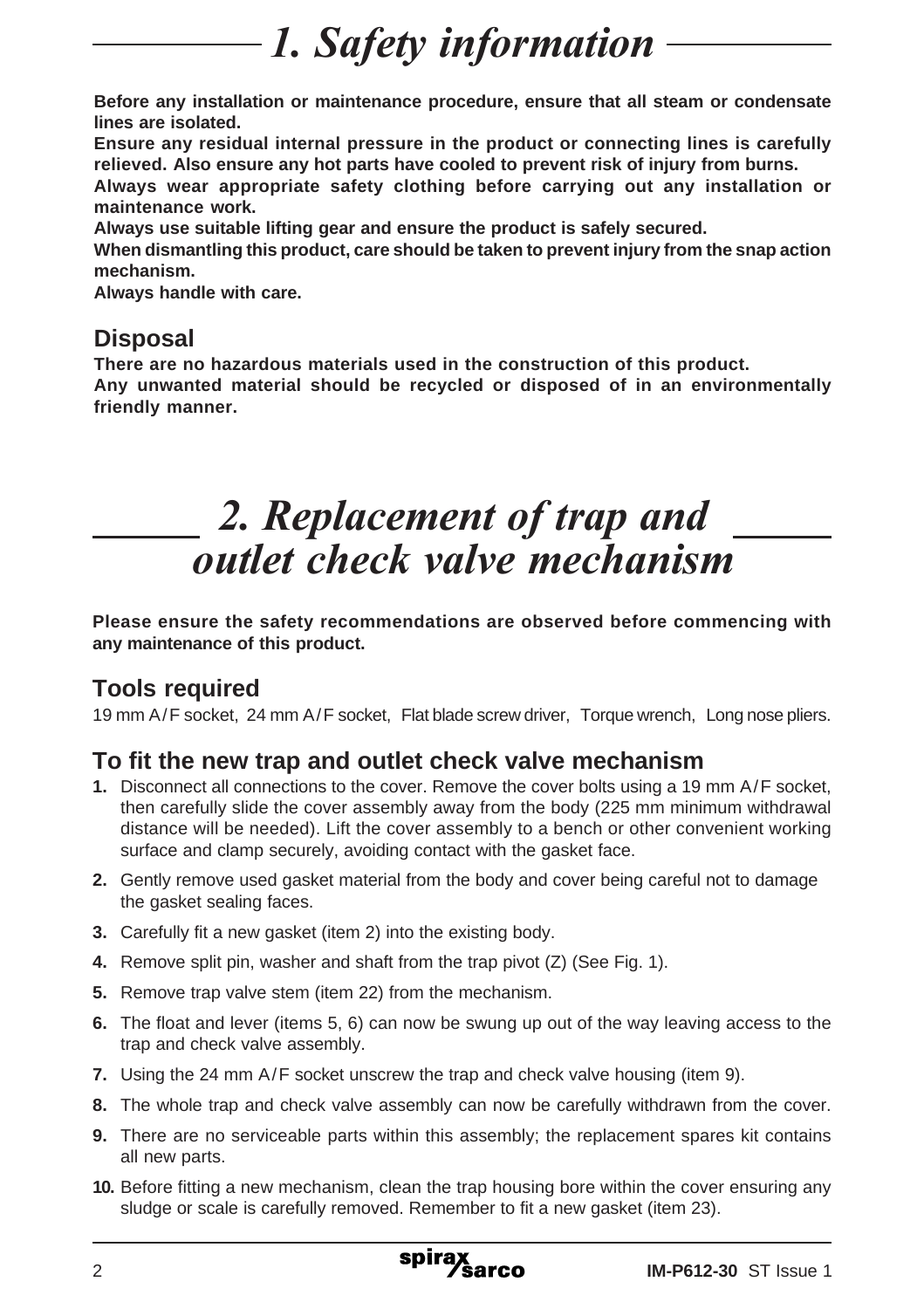# 1. Safety information

**Before any installation or maintenance procedure, ensure that all steam or condensate lines are isolated.**
**Ensure any residual internal pressure in the product or connecting lines is carefully relieved. Also ensure any hot parts have cooled to prevent risk of injury from burns.**
**Always wear appropriate safety clothing before carrying out any installation or maintenance work.**
**Always use suitable lifting gear and ensure the product is safely secured.**
**When dismantling this product, care should be taken to prevent injury from the snap action mechanism.**
**Always handle with care.**

## Disposal

**There are no hazardous materials used in the construction of this product.**
**Any unwanted material should be recycled or disposed of in an environmentally friendly manner.**

# 2. Replacement of trap and outlet check valve mechanism

**Please ensure the safety recommendations are observed before commencing with any maintenance of this product.**

## Tools required

19 mm A/F socket, 24 mm A/F socket, Flat blade screw driver, Torque wrench, Long nose pliers.

## To fit the new trap and outlet check valve mechanism

1. Disconnect all connections to the cover. Remove the cover bolts using a 19 mm A/F socket, then carefully slide the cover assembly away from the body (225 mm minimum withdrawal distance will be needed). Lift the cover assembly to a bench or other convenient working surface and clamp securely, avoiding contact with the gasket face.
2. Gently remove used gasket material from the body and cover being careful not to damage the gasket sealing faces.
3. Carefully fit a new gasket (item 2) into the existing body.
4. Remove split pin, washer and shaft from the trap pivot (Z) (See Fig. 1).
5. Remove trap valve stem (item 22) from the mechanism.
6. The float and lever (items 5, 6) can now be swung up out of the way leaving access to the trap and check valve assembly.
7. Using the 24 mm A/F socket unscrew the trap and check valve housing (item 9).
8. The whole trap and check valve assembly can now be carefully withdrawn from the cover.
9. There are no serviceable parts within this assembly; the replacement spares kit contains all new parts.
10. Before fitting a new mechanism, clean the trap housing bore within the cover ensuring any sludge or scale is carefully removed. Remember to fit a new gasket (item 23).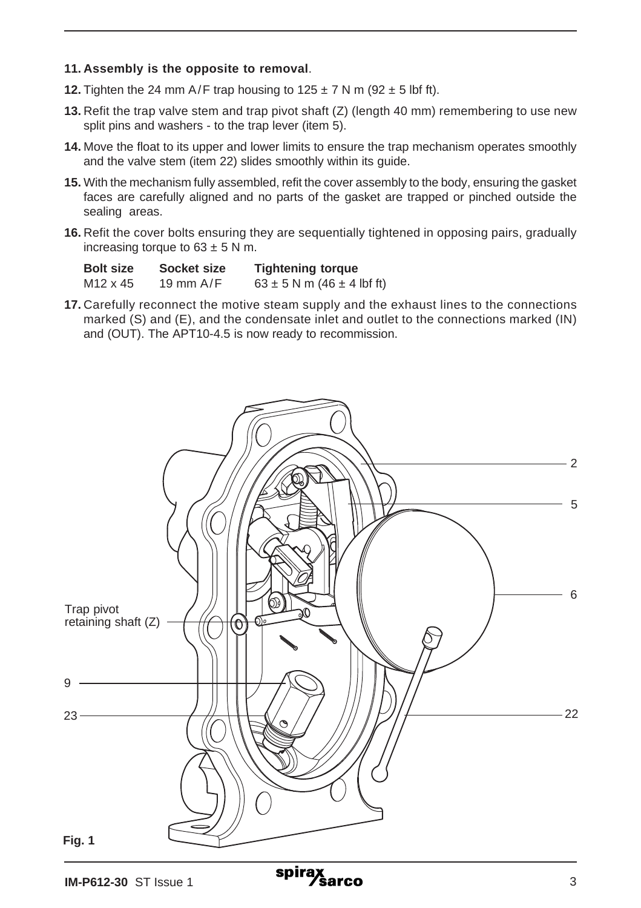**11. Assembly is the opposite to removal**.

**12.** Tighten the 24 mm A/F trap housing to 125 ± 7 N m (92 ± 5 lbf ft).

**13.** Refit the trap valve stem and trap pivot shaft (Z) (length 40 mm) remembering to use new split pins and washers - to the trap lever (item 5).

**14.** Move the float to its upper and lower limits to ensure the trap mechanism operates smoothly and the valve stem (item 22) slides smoothly within its guide.

**15.** With the mechanism fully assembled, refit the cover assembly to the body, ensuring the gasket faces are carefully aligned and no parts of the gasket are trapped or pinched outside the sealing areas.

**16.** Refit the cover bolts ensuring they are sequentially tightened in opposing pairs, gradually increasing torque to 63 ± 5 N m.

| Bolt size | Socket size | Tightening torque |
|---|---|---|
| M12 x 45 | 19 mm A/F | 63 ± 5 N m (46 ± 4 lbf ft) |

**17.** Carefully reconnect the motive steam supply and the exhaust lines to the connections marked (S) and (E), and the condensate inlet and outlet to the connections marked (IN) and (OUT). The APT10-4.5 is now ready to recommission.

**Fig. 1**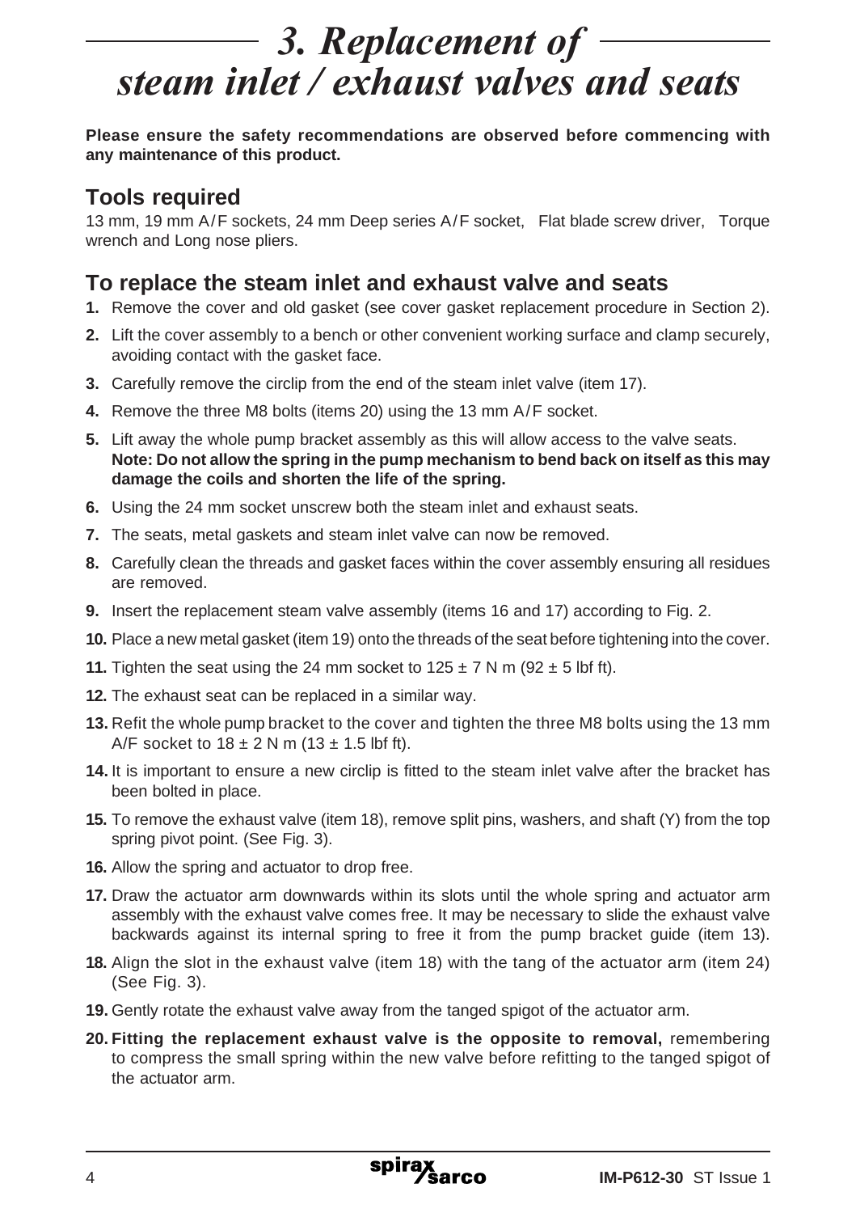# 3. Replacement of steam inlet / exhaust valves and seats

**Please ensure the safety recommendations are observed before commencing with any maintenance of this product.**

## Tools required

13 mm, 19 mm A/F sockets, 24 mm Deep series A/F socket, Flat blade screw driver, Torque wrench and Long nose pliers.

## To replace the steam inlet and exhaust valve and seats

1. Remove the cover and old gasket (see cover gasket replacement procedure in Section 2).
2. Lift the cover assembly to a bench or other convenient working surface and clamp securely, avoiding contact with the gasket face.
3. Carefully remove the circlip from the end of the steam inlet valve (item 17).
4. Remove the three M8 bolts (items 20) using the 13 mm A/F socket.
5. Lift away the whole pump bracket assembly as this will allow access to the valve seats. **Note: Do not allow the spring in the pump mechanism to bend back on itself as this may damage the coils and shorten the life of the spring.**
6. Using the 24 mm socket unscrew both the steam inlet and exhaust seats.
7. The seats, metal gaskets and steam inlet valve can now be removed.
8. Carefully clean the threads and gasket faces within the cover assembly ensuring all residues are removed.
9. Insert the replacement steam valve assembly (items 16 and 17) according to Fig. 2.
10. Place a new metal gasket (item 19) onto the threads of the seat before tightening into the cover.
11. Tighten the seat using the 24 mm socket to $125 \pm 7$ N m ($92 \pm 5$ lbf ft).
12. The exhaust seat can be replaced in a similar way.
13. Refit the whole pump bracket to the cover and tighten the three M8 bolts using the 13 mm A/F socket to $18 \pm 2$ N m ($13 \pm 1.5$ lbf ft).
14. It is important to ensure a new circlip is fitted to the steam inlet valve after the bracket has been bolted in place.
15. To remove the exhaust valve (item 18), remove split pins, washers, and shaft (Y) from the top spring pivot point. (See Fig. 3).
16. Allow the spring and actuator to drop free.
17. Draw the actuator arm downwards within its slots until the whole spring and actuator arm assembly with the exhaust valve comes free. It may be necessary to slide the exhaust valve backwards against its internal spring to free it from the pump bracket guide (item 13).
18. Align the slot in the exhaust valve (item 18) with the tang of the actuator arm (item 24) (See Fig. 3).
19. Gently rotate the exhaust valve away from the tanged spigot of the actuator arm.
20. **Fitting the replacement exhaust valve is the opposite to removal,** remembering to compress the small spring within the new valve before refitting to the tanged spigot of the actuator arm.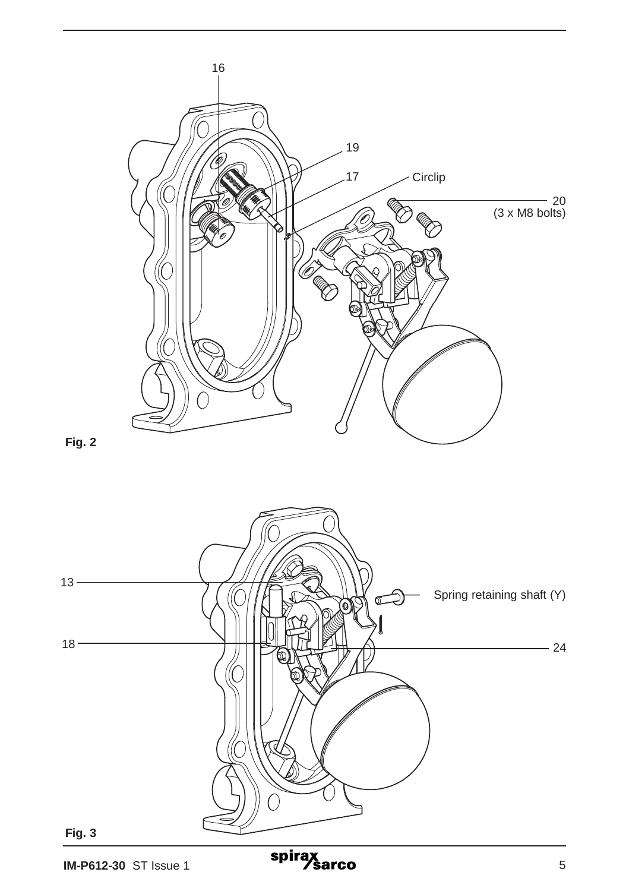Fig. 2

Fig. 3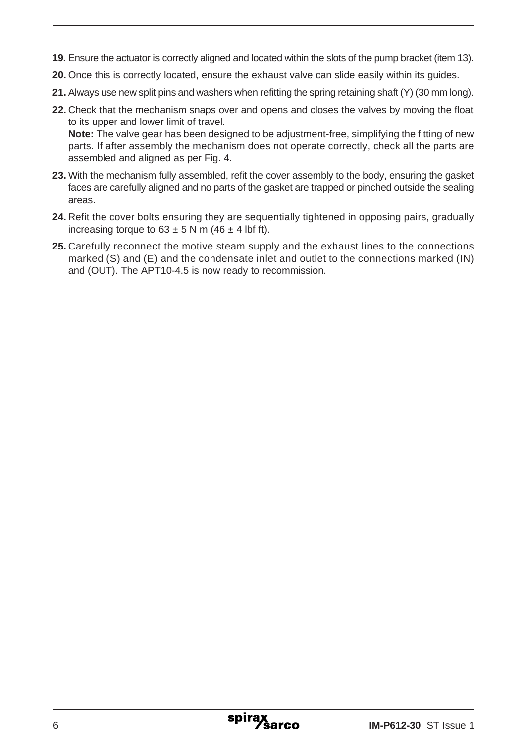**19.** Ensure the actuator is correctly aligned and located within the slots of the pump bracket (item 13).

**20.** Once this is correctly located, ensure the exhaust valve can slide easily within its guides.

**21.** Always use new split pins and washers when refitting the spring retaining shaft (Y) (30 mm long).

**22.** Check that the mechanism snaps over and opens and closes the valves by moving the float to its upper and lower limit of travel.
**Note:** The valve gear has been designed to be adjustment-free, simplifying the fitting of new parts. If after assembly the mechanism does not operate correctly, check all the parts are assembled and aligned as per Fig. 4.

**23.** With the mechanism fully assembled, refit the cover assembly to the body, ensuring the gasket faces are carefully aligned and no parts of the gasket are trapped or pinched outside the sealing areas.

**24.** Refit the cover bolts ensuring they are sequentially tightened in opposing pairs, gradually increasing torque to $63 \pm 5$ N m ($46 \pm 4$ lbf ft).

**25.** Carefully reconnect the motive steam supply and the exhaust lines to the connections marked (S) and (E) and the condensate inlet and outlet to the connections marked (IN) and (OUT). The APT10-4.5 is now ready to recommission.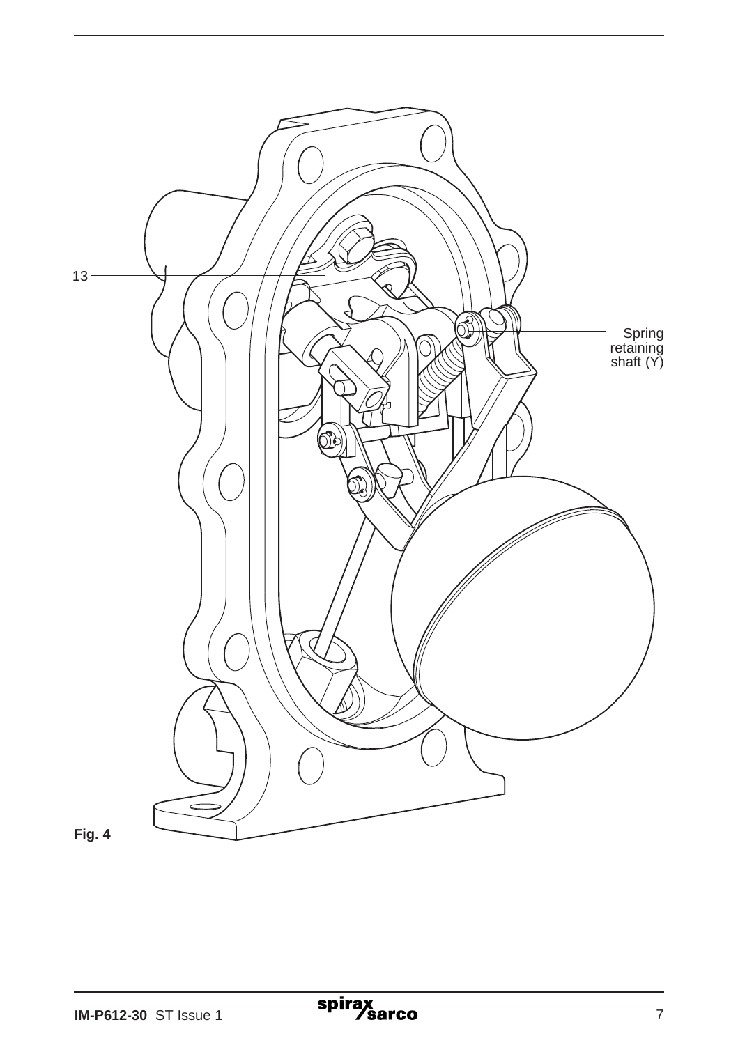13

Spring retaining shaft (Y)

Fig. 4